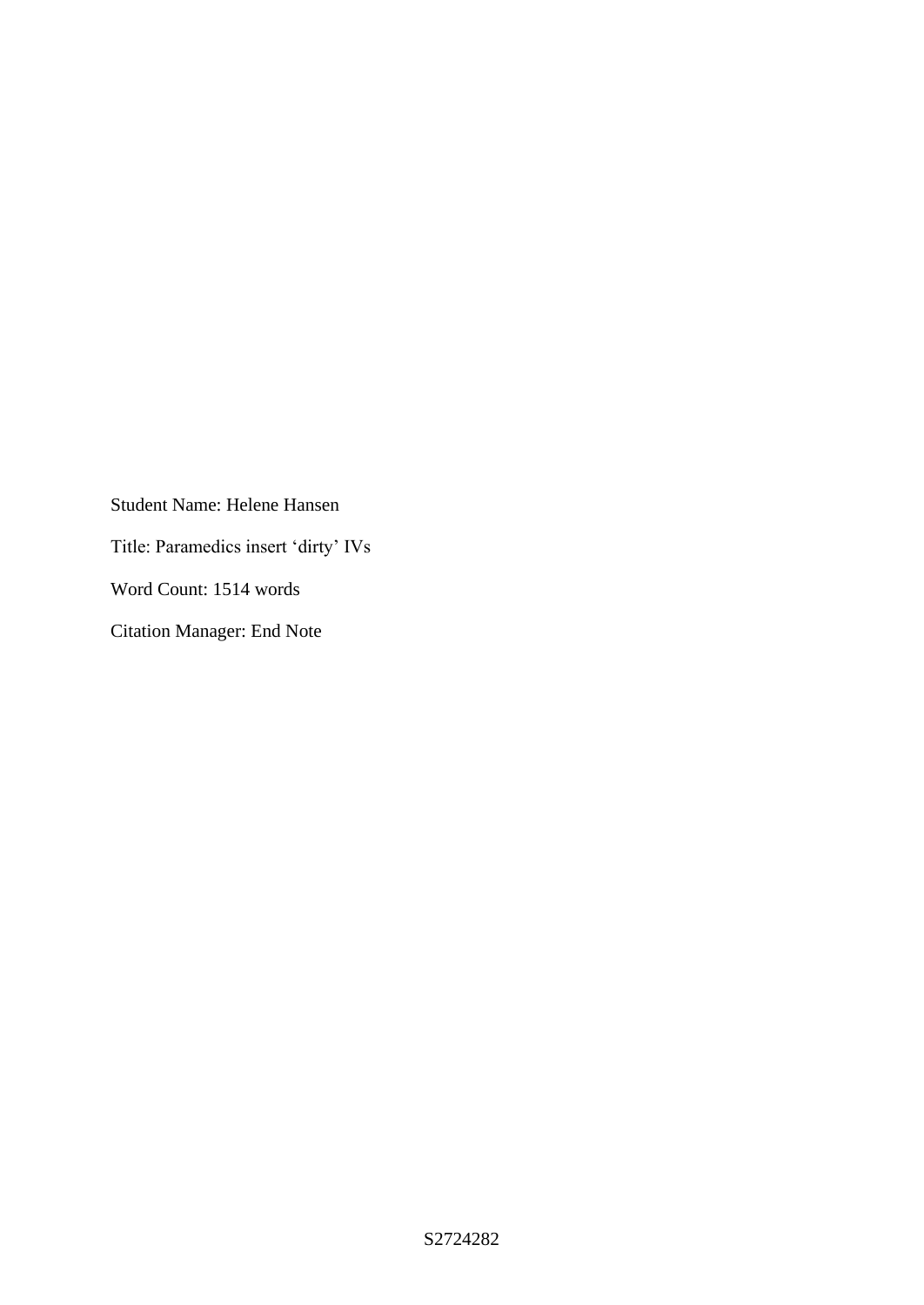Student Name: Helene Hansen

Title: Paramedics insert 'dirty' IVs

Word Count: 1514 words

Citation Manager: End Note

S2724282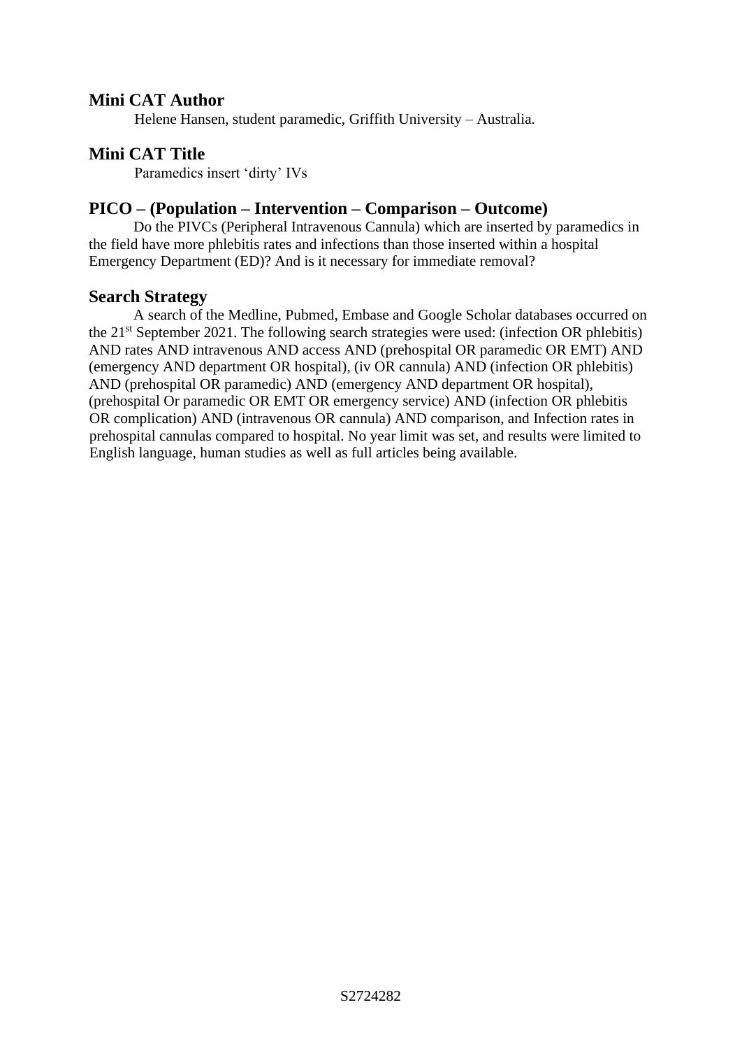## Mini CAT Author

Helene Hansen, student paramedic, Griffith University – Australia.

## Mini CAT Title

Paramedics insert 'dirty' IVs

## PICO – (Population – Intervention – Comparison – Outcome)

Do the PIVCs (Peripheral Intravenous Cannula) which are inserted by paramedics in the field have more phlebitis rates and infections than those inserted within a hospital Emergency Department (ED)? And is it necessary for immediate removal?

## Search Strategy

A search of the Medline, Pubmed, Embase and Google Scholar databases occurred on the 21st September 2021. The following search strategies were used: (infection OR phlebitis) AND rates AND intravenous AND access AND (prehospital OR paramedic OR EMT) AND (emergency AND department OR hospital), (iv OR cannula) AND (infection OR phlebitis) AND (prehospital OR paramedic) AND (emergency AND department OR hospital), (prehospital Or paramedic OR EMT OR emergency service) AND (infection OR phlebitis OR complication) AND (intravenous OR cannula) AND comparison, and Infection rates in prehospital cannulas compared to hospital. No year limit was set, and results were limited to English language, human studies as well as full articles being available.

S2724282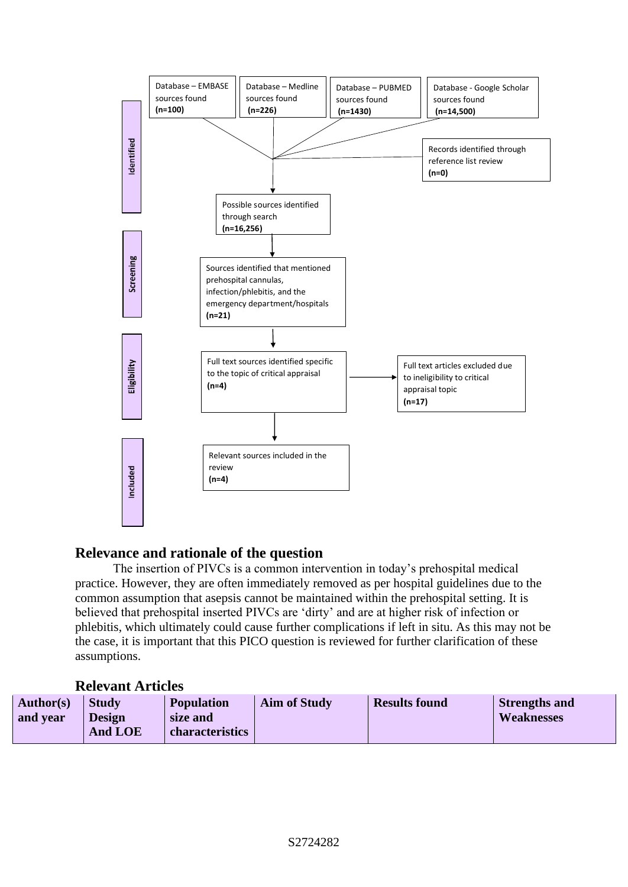Identified

Database – EMBASE sources found **(n=100)**

Database – Medline sources found **(n=226)**

Database – PUBMED sources found **(n=1430)**

Database - Google Scholar sources found **(n=14,500)**

Records identified through reference list review **(n=0)**

Possible sources identified through search **(n=16,256)**

Screening

Sources identified that mentioned prehospital cannulas, infection/phlebitis, and the emergency department/hospitals **(n=21)**

Eligibility

Full text sources identified specific to the topic of critical appraisal **(n=4)**

Full text articles excluded due to ineligibility to critical appraisal topic **(n=17)**

Included

Relevant sources included in the review **(n=4)**

## Relevance and rationale of the question

The insertion of PIVCs is a common intervention in today's prehospital medical practice. However, they are often immediately removed as per hospital guidelines due to the common assumption that asepsis cannot be maintained within the prehospital setting. It is believed that prehospital inserted PIVCs are 'dirty' and are at higher risk of infection or phlebitis, which ultimately could cause further complications if left in situ. As this may not be the case, it is important that this PICO question is reviewed for further clarification of these assumptions.

## Relevant Articles

| Author(s) and year | Study Design And LOE | Population size and characteristics | Aim of Study | Results found | Strengths and Weaknesses |
|---|---|---|---|---|---|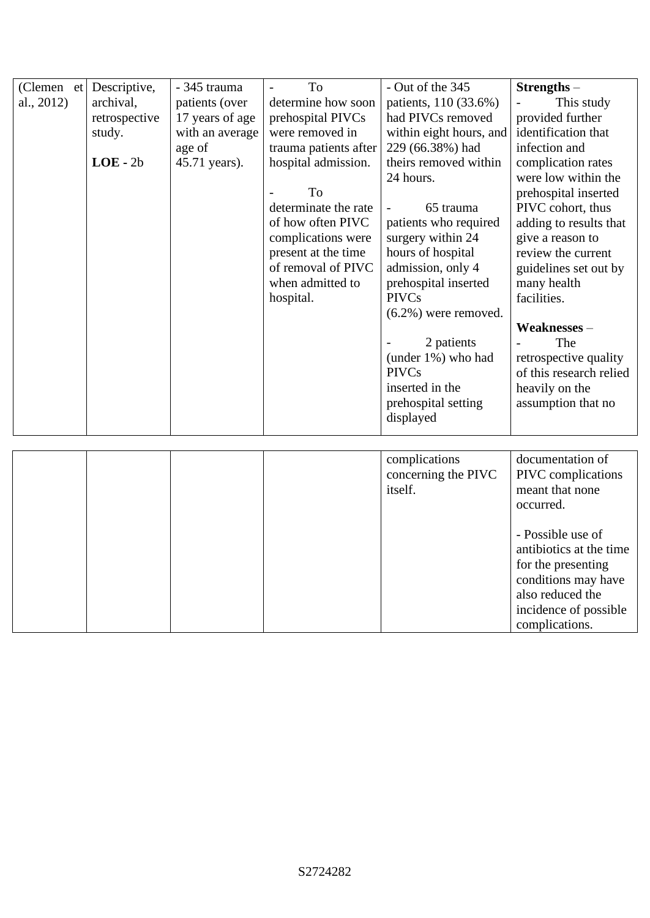| | | | | | |
|---|---|---|---|---|---|
| (Clemen et al., 2012) | Descriptive, archival, retrospective study.<br><br>**LOE -** 2b | - 345 trauma patients (over 17 years of age with an average age of 45.71 years). | - To determine how soon prehospital PIVCs were removed in trauma patients after hospital admission.<br><br>- To determinate the rate of how often PIVC complications were present at the time of removal of PIVC when admitted to hospital. | - Out of the 345 patients, 110 (33.6%) had PIVCs removed within eight hours, and 229 (66.38%) had theirs removed within 24 hours.<br><br>- 65 trauma patients who required surgery within 24 hours of hospital admission, only 4 prehospital inserted PIVCs (6.2%) were removed.<br><br>- 2 patients (under 1%) who had PIVCs inserted in the prehospital setting displayed complications concerning the PIVC itself. | **Strengths** –<br>- This study provided further identification that infection and complication rates were low within the prehospital inserted PIVC cohort, thus adding to results that give a reason to review the current guidelines set out by many health facilities.<br><br>**Weaknesses** –<br>- The retrospective quality of this research relied heavily on the assumption that no documentation of PIVC complications meant that none occurred.<br><br>- Possible use of antibiotics at the time for the presenting conditions may have also reduced the incidence of possible complications. |

S2724282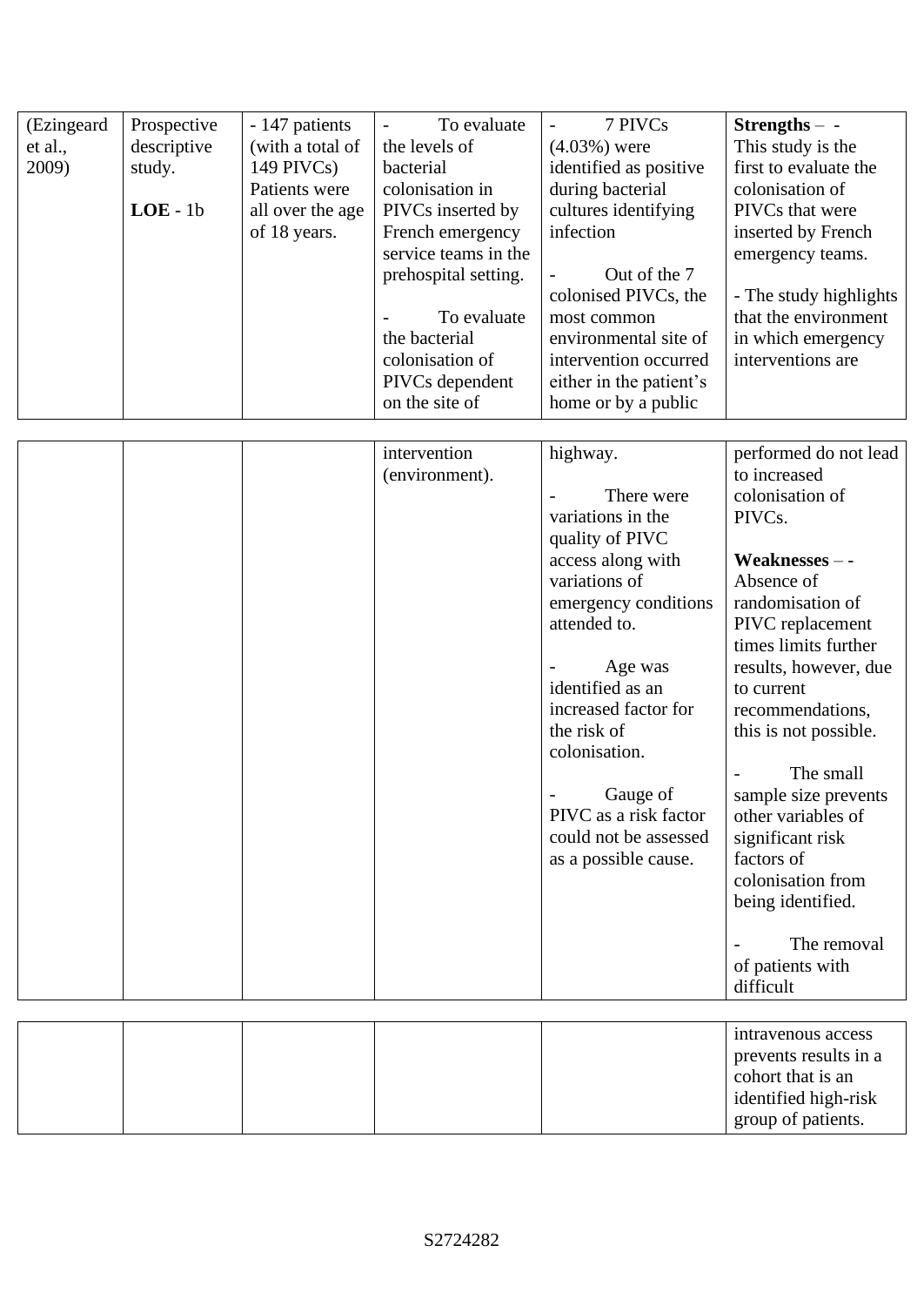| (Ezingeard et al., 2009) | Prospective descriptive study.<br><br>**LOE** - 1b | - 147 patients (with a total of 149 PIVCs) Patients were all over the age of 18 years. | - To evaluate the levels of bacterial colonisation in PIVCs inserted by French emergency service teams in the prehospital setting.<br><br>- To evaluate the bacterial colonisation of PIVCs dependent on the site of intervention (environment). | - 7 PIVCs (4.03%) were identified as positive during bacterial cultures identifying infection<br><br>- Out of the 7 colonised PIVCs, the most common environmental site of intervention occurred either in the patient's home or by a public highway.<br><br>- There were variations in the quality of PIVC access along with variations of emergency conditions attended to.<br><br>- Age was identified as an increased factor for the risk of colonisation.<br><br>- Gauge of PIVC as a risk factor could not be assessed as a possible cause. | **Strengths** – - This study is the first to evaluate the colonisation of PIVCs that were inserted by French emergency teams.<br><br>- The study highlights that the environment in which emergency interventions are performed do not lead to increased colonisation of PIVCs.<br><br>**Weaknesses** – - Absence of randomisation of PIVC replacement times limits further results, however, due to current recommendations, this is not possible.<br><br>- The small sample size prevents other variables of significant risk factors of colonisation from being identified.<br><br>- The removal of patients with difficult intravenous access prevents results in a cohort that is an identified high-risk group of patients. |
|---|---|---|---|---|---|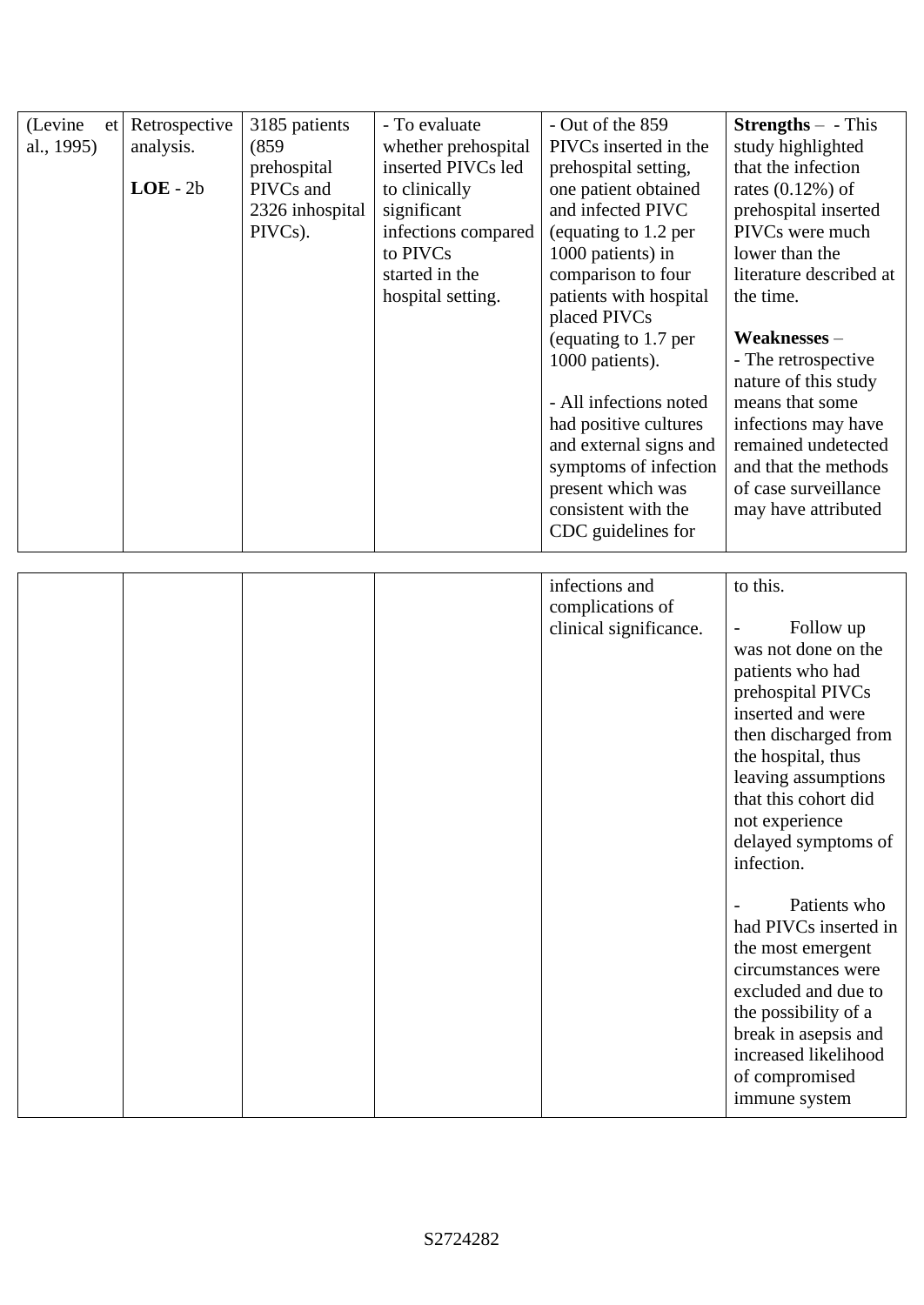| (Levine et al., 1995) | Retrospective analysis.<br><br>**LOE** - 2b | 3185 patients (859 prehospital PIVCs and 2326 inhospital PIVCs). | - To evaluate whether prehospital inserted PIVCs led to clinically significant infections compared to PIVCs started in the hospital setting. | - Out of the 859 PIVCs inserted in the prehospital setting, one patient obtained and infected PIVC (equating to 1.2 per 1000 patients) in comparison to four patients with hospital placed PIVCs (equating to 1.7 per 1000 patients).<br><br>- All infections noted had positive cultures and external signs and symptoms of infection present which was consistent with the CDC guidelines for infections and complications of clinical significance. | **Strengths** – - This study highlighted that the infection rates (0.12%) of prehospital inserted PIVCs were much lower than the literature described at the time.<br><br>**Weaknesses** –<br>- The retrospective nature of this study means that some infections may have remained undetected and that the methods of case surveillance may have attributed to this.<br><br>- Follow up was not done on the patients who had prehospital PIVCs inserted and were then discharged from the hospital, thus leaving assumptions that this cohort did not experience delayed symptoms of infection.<br><br>- Patients who had PIVCs inserted in the most emergent circumstances were excluded and due to the possibility of a break in asepsis and increased likelihood of compromised immune system |
|---|---|---|---|---|---|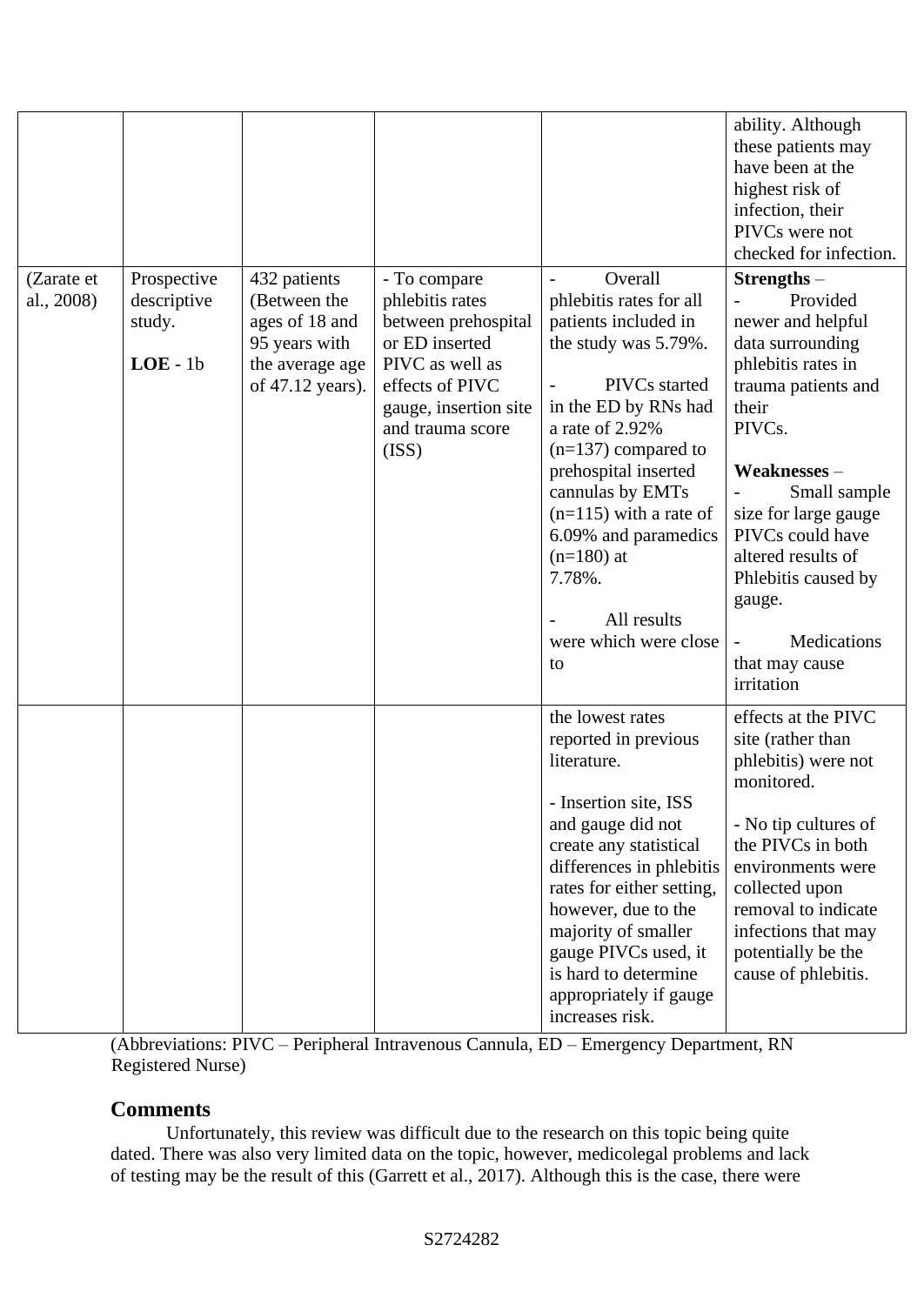|  |  |  |  |  | ability. Although these patients may have been at the highest risk of infection, their PIVCs were not checked for infection. |
|---|---|---|---|---|---|
| (Zarate et al., 2008) | Prospective descriptive study.<br><br>**LOE** - 1b | 432 patients (Between the ages of 18 and 95 years with the average age of 47.12 years). | - To compare phlebitis rates between prehospital or ED inserted PIVC as well as effects of PIVC gauge, insertion site and trauma score (ISS) | - Overall phlebitis rates for all patients included in the study was 5.79%.<br><br>- PIVCs started in the ED by RNs had a rate of 2.92% (n=137) compared to prehospital inserted cannulas by EMTs (n=115) with a rate of 6.09% and paramedics (n=180) at 7.78%.<br><br>- All results were which were close to the lowest rates reported in previous literature.<br><br>- Insertion site, ISS and gauge did not create any statistical differences in phlebitis rates for either setting, however, due to the majority of smaller gauge PIVCs used, it is hard to determine appropriately if gauge increases risk. | **Strengths** –<br>- Provided newer and helpful data surrounding phlebitis rates in trauma patients and their PIVCs.<br><br>**Weaknesses** –<br>- Small sample size for large gauge PIVCs could have altered results of Phlebitis caused by gauge.<br><br>- Medications that may cause irritation effects at the PIVC site (rather than phlebitis) were not monitored.<br><br>- No tip cultures of the PIVCs in both environments were collected upon removal to indicate infections that may potentially be the cause of phlebitis. |

(Abbreviations: PIVC – Peripheral Intravenous Cannula, ED – Emergency Department, RN Registered Nurse)

## Comments

Unfortunately, this review was difficult due to the research on this topic being quite dated. There was also very limited data on the topic, however, medicolegal problems and lack of testing may be the result of this (Garrett et al., 2017). Although this is the case, there were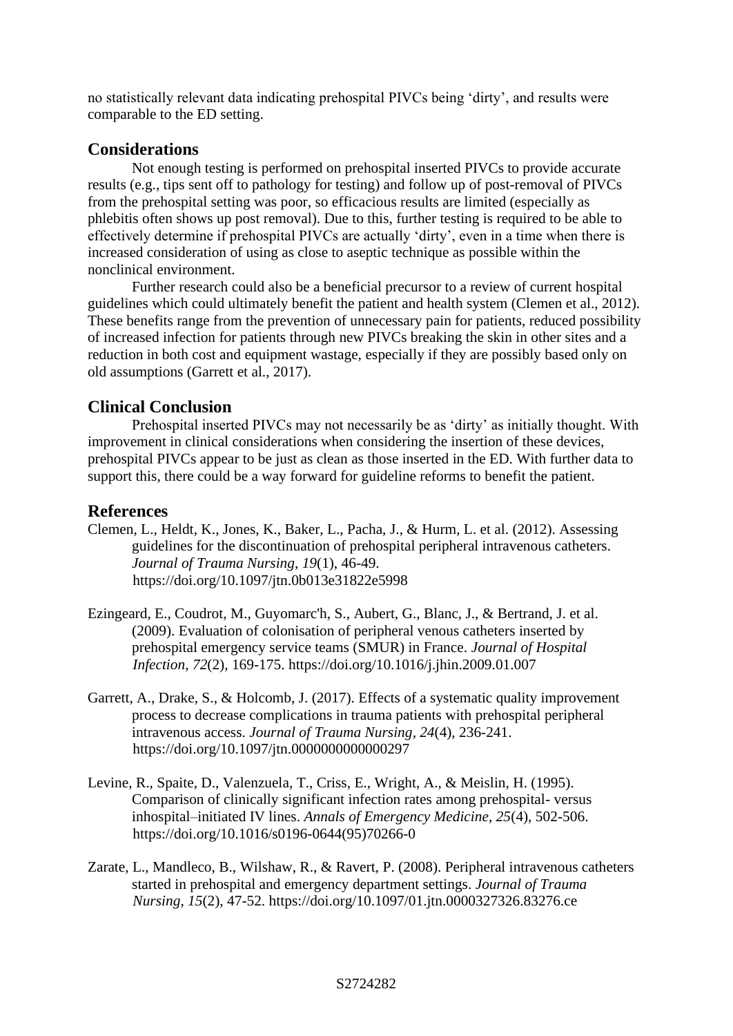no statistically relevant data indicating prehospital PIVCs being 'dirty', and results were comparable to the ED setting.

## Considerations

Not enough testing is performed on prehospital inserted PIVCs to provide accurate results (e.g., tips sent off to pathology for testing) and follow up of post-removal of PIVCs from the prehospital setting was poor, so efficacious results are limited (especially as phlebitis often shows up post removal). Due to this, further testing is required to be able to effectively determine if prehospital PIVCs are actually 'dirty', even in a time when there is increased consideration of using as close to aseptic technique as possible within the nonclinical environment.

Further research could also be a beneficial precursor to a review of current hospital guidelines which could ultimately benefit the patient and health system (Clemen et al., 2012). These benefits range from the prevention of unnecessary pain for patients, reduced possibility of increased infection for patients through new PIVCs breaking the skin in other sites and a reduction in both cost and equipment wastage, especially if they are possibly based only on old assumptions (Garrett et al., 2017).

## Clinical Conclusion

Prehospital inserted PIVCs may not necessarily be as 'dirty' as initially thought. With improvement in clinical considerations when considering the insertion of these devices, prehospital PIVCs appear to be just as clean as those inserted in the ED. With further data to support this, there could be a way forward for guideline reforms to benefit the patient.

## References

Clemen, L., Heldt, K., Jones, K., Baker, L., Pacha, J., & Hurm, L. et al. (2012). Assessing guidelines for the discontinuation of prehospital peripheral intravenous catheters. *Journal of Trauma Nursing*, *19*(1), 46-49. https://doi.org/10.1097/jtn.0b013e31822e5998

Ezingeard, E., Coudrot, M., Guyomarc'h, S., Aubert, G., Blanc, J., & Bertrand, J. et al. (2009). Evaluation of colonisation of peripheral venous catheters inserted by prehospital emergency service teams (SMUR) in France. *Journal of Hospital Infection*, *72*(2), 169-175. https://doi.org/10.1016/j.jhin.2009.01.007

Garrett, A., Drake, S., & Holcomb, J. (2017). Effects of a systematic quality improvement process to decrease complications in trauma patients with prehospital peripheral intravenous access. *Journal of Trauma Nursing*, *24*(4), 236-241. https://doi.org/10.1097/jtn.0000000000000297

Levine, R., Spaite, D., Valenzuela, T., Criss, E., Wright, A., & Meislin, H. (1995). Comparison of clinically significant infection rates among prehospital- versus inhospital–initiated IV lines. *Annals of Emergency Medicine*, *25*(4), 502-506. https://doi.org/10.1016/s0196-0644(95)70266-0

Zarate, L., Mandleco, B., Wilshaw, R., & Ravert, P. (2008). Peripheral intravenous catheters started in prehospital and emergency department settings. *Journal of Trauma Nursing*, *15*(2), 47-52. https://doi.org/10.1097/01.jtn.0000327326.83276.ce